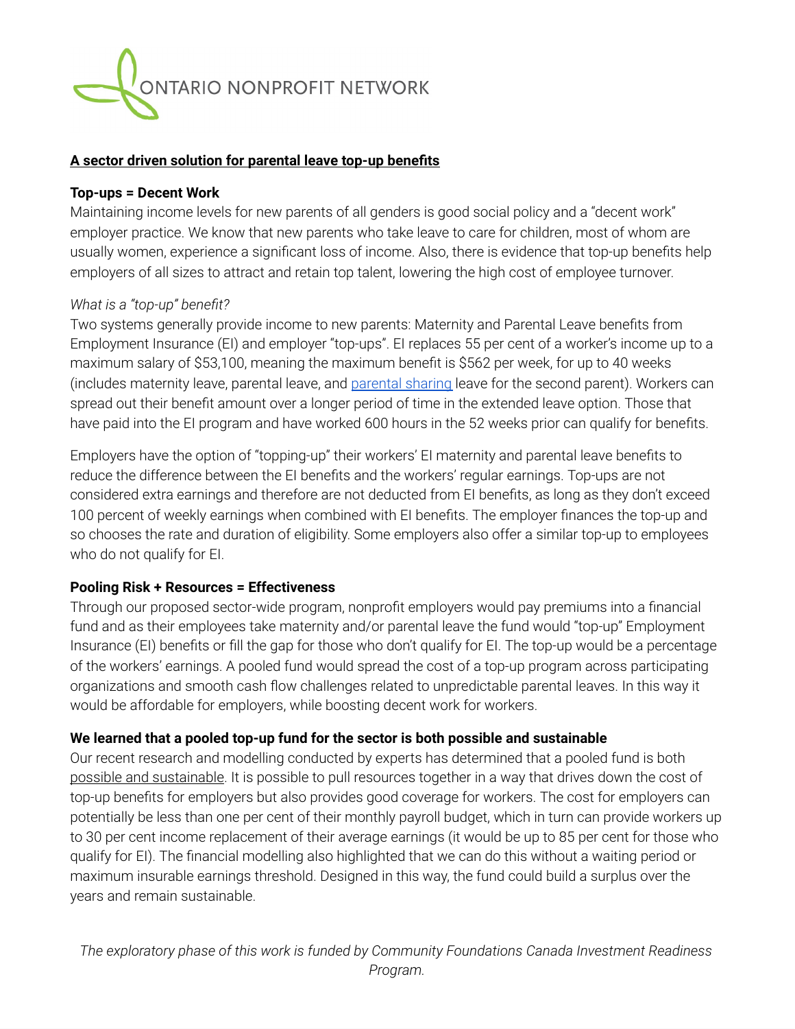ONTARIO NONPROFIT NETWORK

## A sector driven solution for parental leave top-up benefits

### Top-ups = Decent Work

Maintaining income levels for new parents of all genders is good social policy and a "decent work" employer practice. We know that new parents who take leave to care for children, most of whom are usually women, experience a significant loss of income. Also, there is evidence that top-up benefits help employers of all sizes to attract and retain top talent, lowering the high cost of employee turnover.

*What is a "top-up" benefit?*

Two systems generally provide income to new parents: Maternity and Parental Leave benefits from Employment Insurance (EI) and employer "top-ups". EI replaces 55 per cent of a worker's income up to a maximum salary of $53,100, meaning the maximum benefit is $562 per week, for up to 40 weeks (includes maternity leave, parental leave, and parental sharing leave for the second parent). Workers can spread out their benefit amount over a longer period of time in the extended leave option. Those that have paid into the EI program and have worked 600 hours in the 52 weeks prior can qualify for benefits.

Employers have the option of "topping-up" their workers' EI maternity and parental leave benefits to reduce the difference between the EI benefits and the workers' regular earnings. Top-ups are not considered extra earnings and therefore are not deducted from EI benefits, as long as they don't exceed 100 percent of weekly earnings when combined with EI benefits. The employer finances the top-up and so chooses the rate and duration of eligibility. Some employers also offer a similar top-up to employees who do not qualify for EI.

### Pooling Risk + Resources = Effectiveness

Through our proposed sector-wide program, nonprofit employers would pay premiums into a financial fund and as their employees take maternity and/or parental leave the fund would "top-up" Employment Insurance (EI) benefits or fill the gap for those who don't qualify for EI. The top-up would be a percentage of the workers' earnings. A pooled fund would spread the cost of a top-up program across participating organizations and smooth cash flow challenges related to unpredictable parental leaves. In this way it would be affordable for employers, while boosting decent work for workers.

### We learned that a pooled top-up fund for the sector is both possible and sustainable

Our recent research and modelling conducted by experts has determined that a pooled fund is both possible and sustainable. It is possible to pull resources together in a way that drives down the cost of top-up benefits for employers but also provides good coverage for workers. The cost for employers can potentially be less than one per cent of their monthly payroll budget, which in turn can provide workers up to 30 per cent income replacement of their average earnings (it would be up to 85 per cent for those who qualify for EI). The financial modelling also highlighted that we can do this without a waiting period or maximum insurable earnings threshold. Designed in this way, the fund could build a surplus over the years and remain sustainable.

*The exploratory phase of this work is funded by Community Foundations Canada Investment Readiness Program.*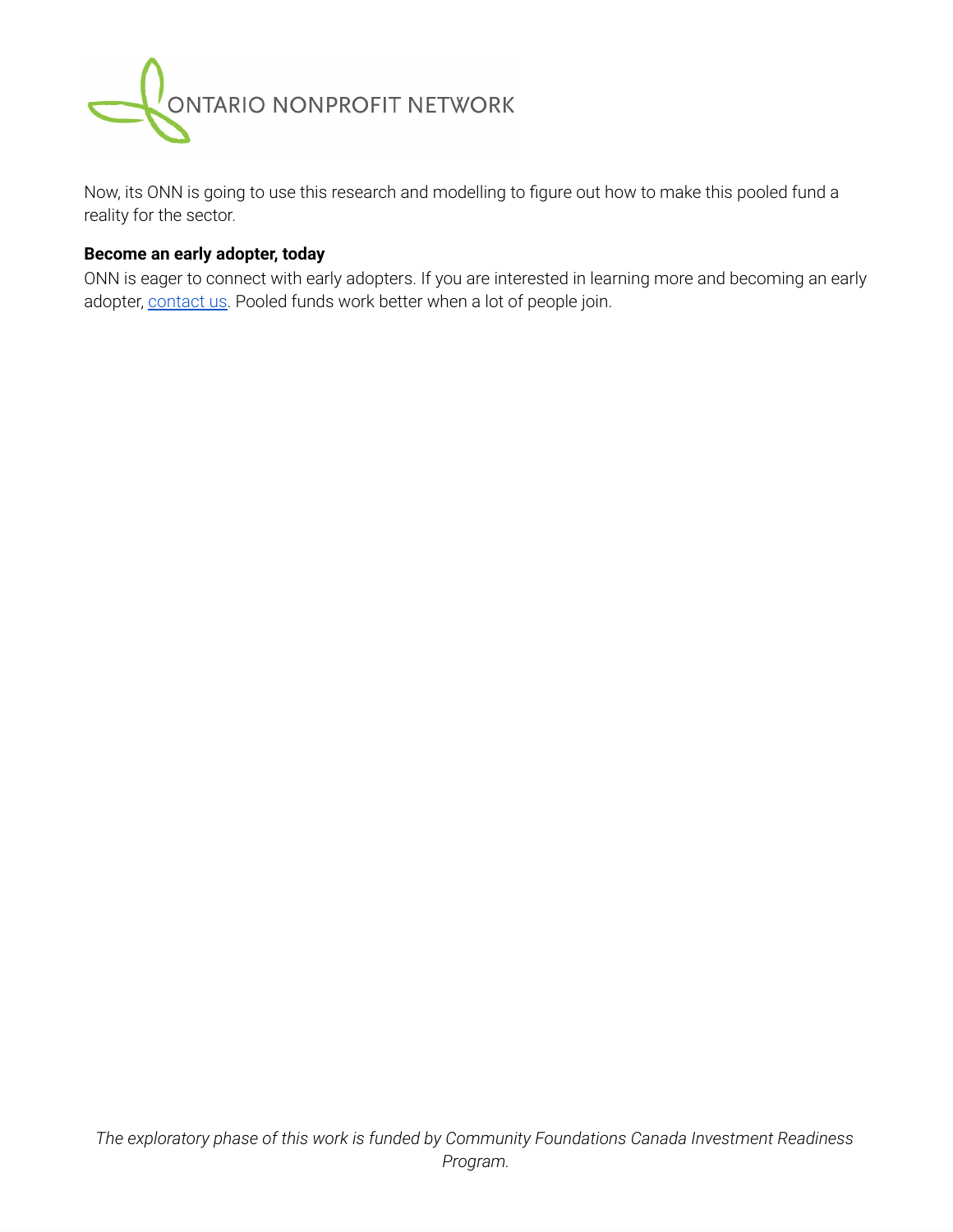Now, its ONN is going to use this research and modelling to figure out how to make this pooled fund a reality for the sector.

**Become an early adopter, today**

ONN is eager to connect with early adopters. If you are interested in learning more and becoming an early adopter, contact us. Pooled funds work better when a lot of people join.

*The exploratory phase of this work is funded by Community Foundations Canada Investment Readiness Program.*